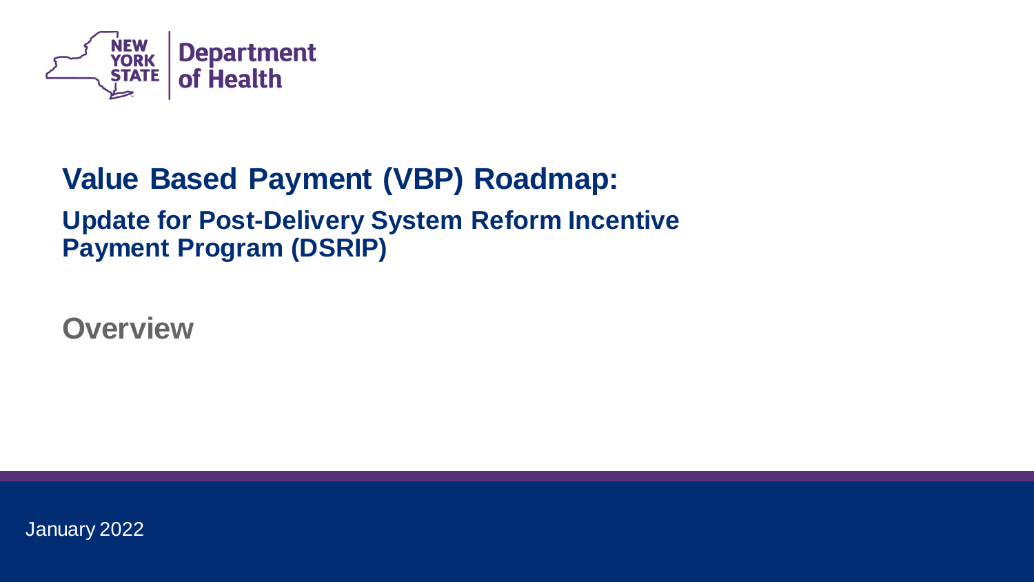New York State Department of Health

# Value Based Payment (VBP) Roadmap:

## Update for Post-Delivery System Reform Incentive Payment Program (DSRIP)

### Overview

January 2022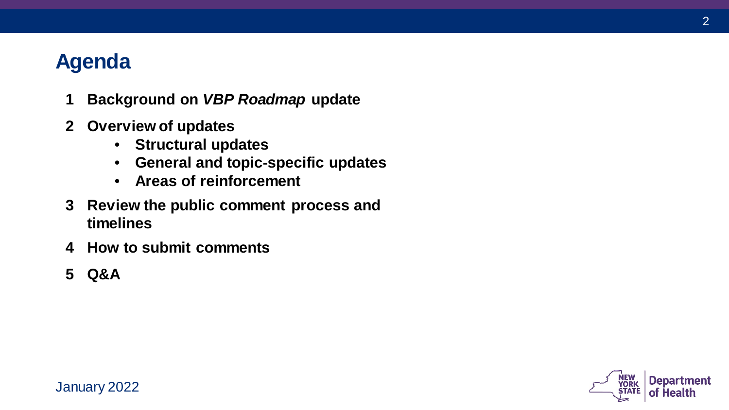# Agenda

1. **Background on *VBP Roadmap* update**
2. **Overview of updates**
   - **Structural updates**
   - **General and topic-specific updates**
   - **Areas of reinforcement**
3. **Review the public comment process and timelines**
4. **How to submit comments**
5. **Q&A**

January 2022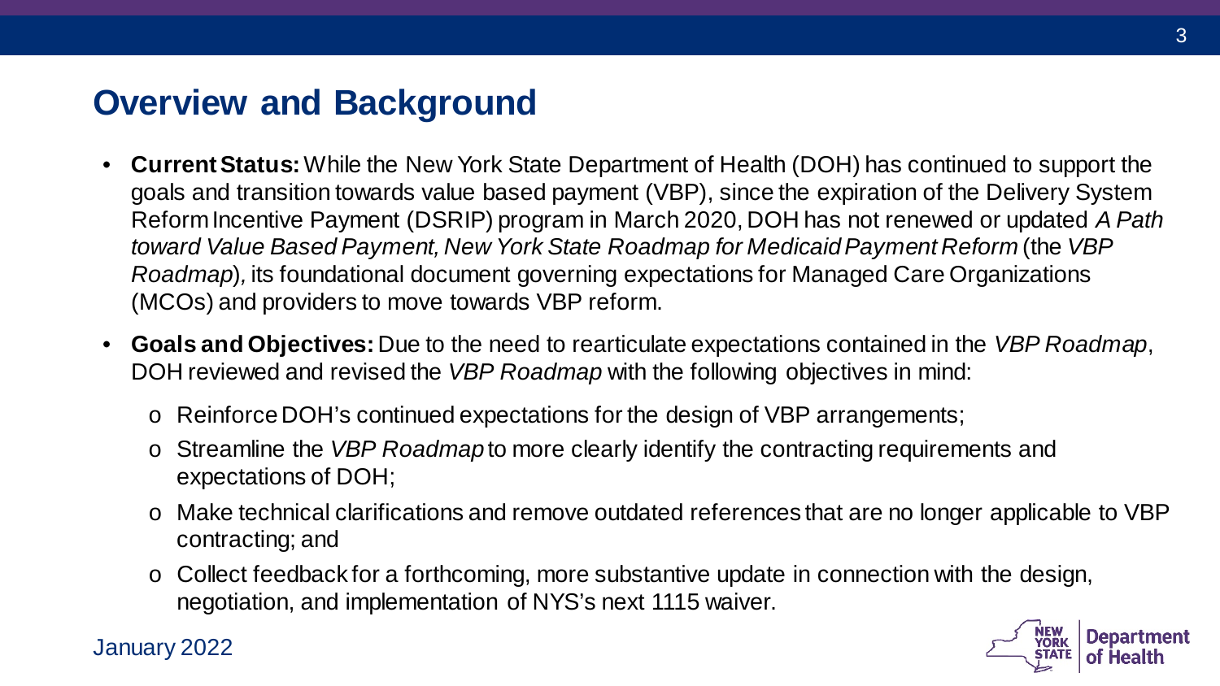# Overview and Background

- **Current Status:** While the New York State Department of Health (DOH) has continued to support the goals and transition towards value based payment (VBP), since the expiration of the Delivery System Reform Incentive Payment (DSRIP) program in March 2020, DOH has not renewed or updated *A Path toward Value Based Payment, New York State Roadmap for Medicaid Payment Reform* (the *VBP Roadmap*)*,* its foundational document governing expectations for Managed Care Organizations (MCOs) and providers to move towards VBP reform.
- **Goals and Objectives:** Due to the need to rearticulate expectations contained in the *VBP Roadmap*, DOH reviewed and revised the *VBP Roadmap* with the following objectives in mind:
  - Reinforce DOH's continued expectations for the design of VBP arrangements;
  - Streamline the *VBP Roadmap* to more clearly identify the contracting requirements and expectations of DOH;
  - Make technical clarifications and remove outdated references that are no longer applicable to VBP contracting; and
  - Collect feedback for a forthcoming, more substantive update in connection with the design, negotiation, and implementation of NYS's next 1115 waiver.

January 2022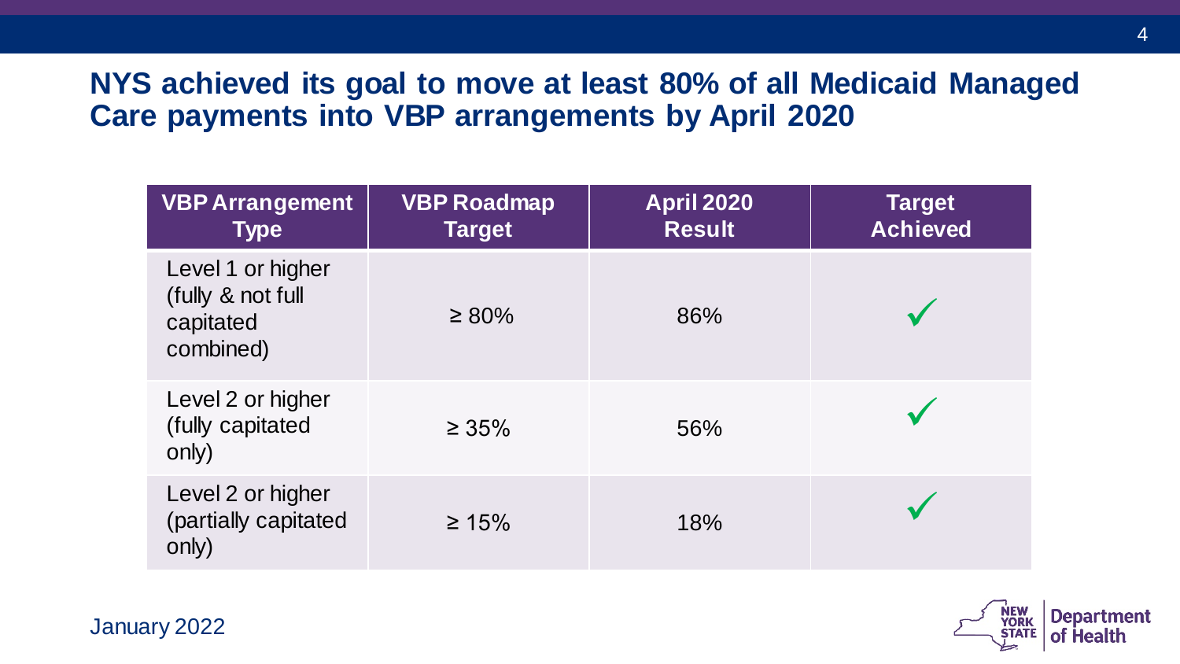# NYS achieved its goal to move at least 80% of all Medicaid Managed Care payments into VBP arrangements by April 2020

| VBP Arrangement Type | VBP Roadmap Target | April 2020 Result | Target Achieved |
|---|---|---|---|
| Level 1 or higher (fully & not full capitated combined) | ≥ 80% | 86% | ✓ |
| Level 2 or higher (fully capitated only) | ≥ 35% | 56% | ✓ |
| Level 2 or higher (partially capitated only) | ≥ 15% | 18% | ✓ |

January 2022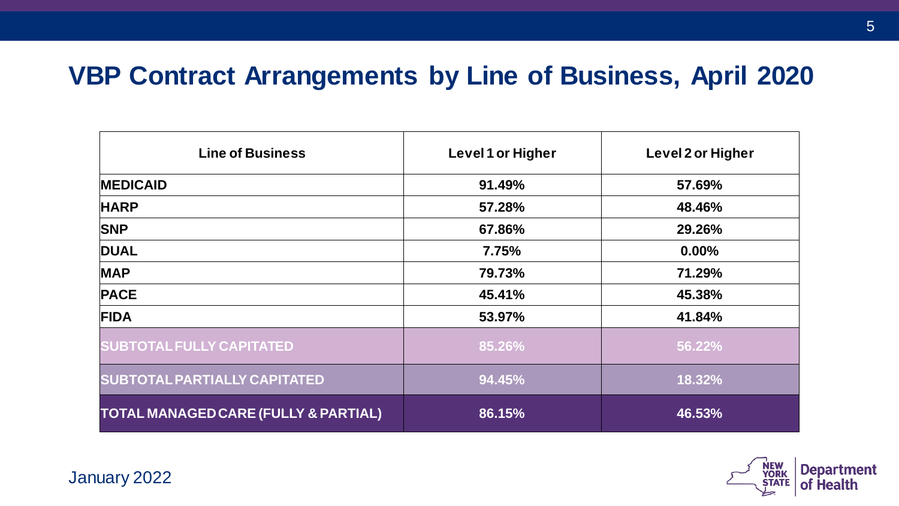# VBP Contract Arrangements by Line of Business, April 2020

| Line of Business | Level 1 or Higher | Level 2 or Higher |
| --- | --- | --- |
| **MEDICAID** | **91.49%** | **57.69%** |
| **HARP** | **57.28%** | **48.46%** |
| **SNP** | **67.86%** | **29.26%** |
| **DUAL** | **7.75%** | **0.00%** |
| **MAP** | **79.73%** | **71.29%** |
| **PACE** | **45.41%** | **45.38%** |
| **FIDA** | **53.97%** | **41.84%** |
| **SUBTOTAL FULLY CAPITATED** | **85.26%** | **56.22%** |
| **SUBTOTAL PARTIALLY CAPITATED** | **94.45%** | **18.32%** |
| **TOTAL MANAGED CARE (FULLY & PARTIAL)** | **86.15%** | **46.53%** |

January 2022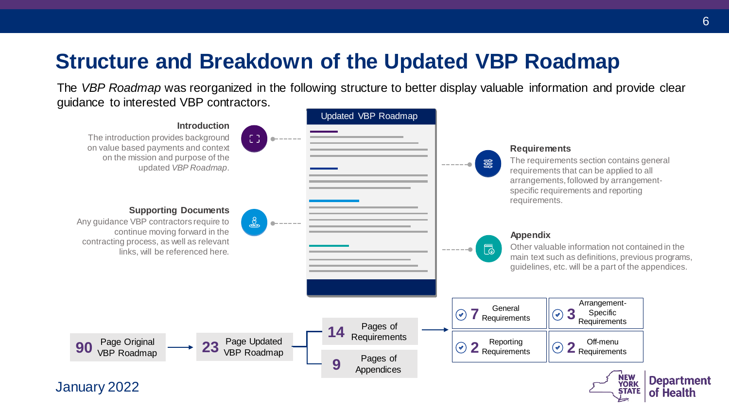# Structure and Breakdown of the Updated VBP Roadmap

The *VBP Roadmap* was reorganized in the following structure to better display valuable information and provide clear guidance to interested VBP contractors.

**Updated VBP Roadmap**

### Introduction

The introduction provides background on value based payments and context on the mission and purpose of the updated *VBP Roadmap*.

### Supporting Documents

Any guidance VBP contractors require to continue moving forward in the contracting process, as well as relevant links, will be referenced here.

### Requirements

The requirements section contains general requirements that can be applied to all arrangements, followed by arrangement-specific requirements and reporting requirements.

### Appendix

Other valuable information not contained in the main text such as definitions, previous programs, guidelines, etc. will be a part of the appendices.

---

**90** Page Original VBP Roadmap → **23** Page Updated VBP Roadmap

- **14** Pages of Requirements
  - **7** General Requirements
  - **3** Arrangement-Specific Requirements
  - **2** Reporting Requirements
  - **2** Off-menu Requirements
- **9** Pages of Appendices

January 2022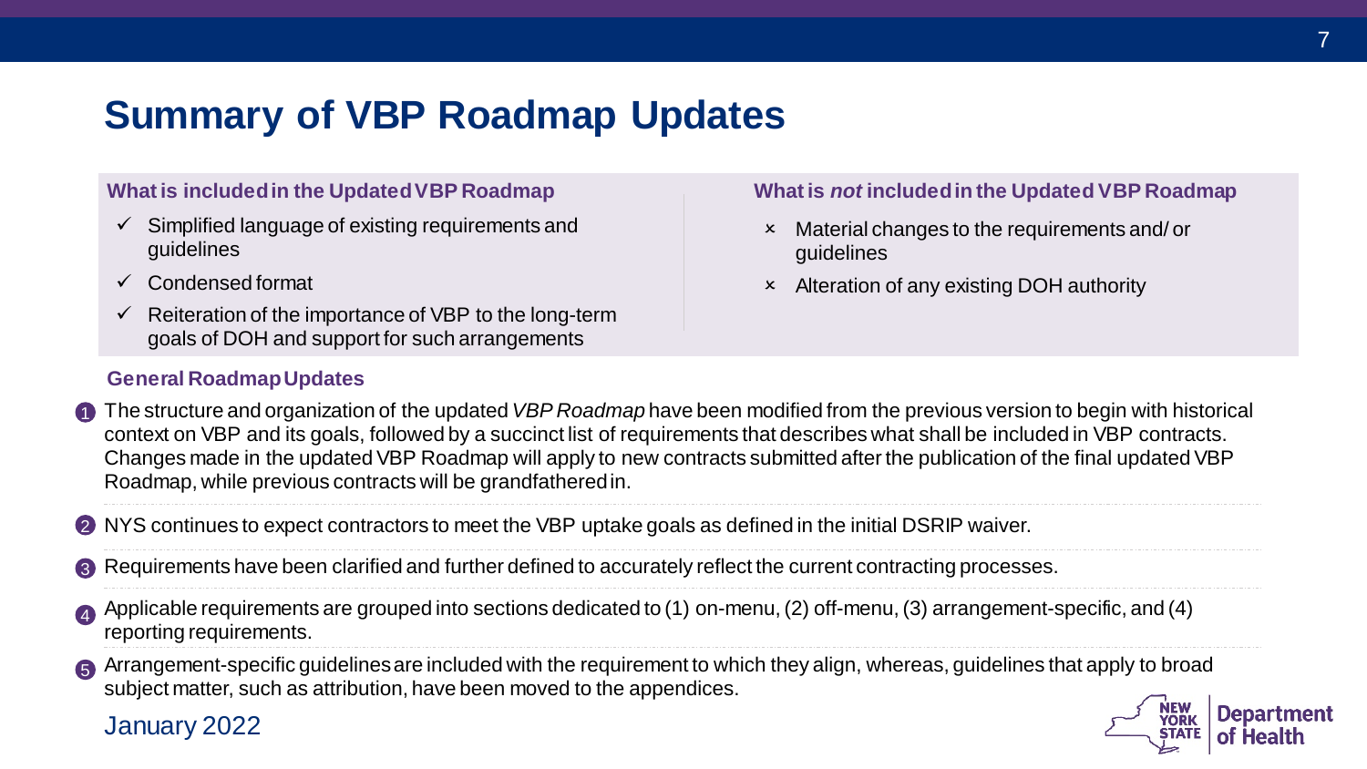# Summary of VBP Roadmap Updates

**What is included in the Updated VBP Roadmap**

- ✓ Simplified language of existing requirements and guidelines
- ✓ Condensed format
- ✓ Reiteration of the importance of VBP to the long-term goals of DOH and support for such arrangements

**What is *not* included in the Updated VBP Roadmap**

- × Material changes to the requirements and/ or guidelines
- × Alteration of any existing DOH authority

**General Roadmap Updates**

1. The structure and organization of the updated *VBP Roadmap* have been modified from the previous version to begin with historical context on VBP and its goals, followed by a succinct list of requirements that describes what shall be included in VBP contracts. Changes made in the updated VBP Roadmap will apply to new contracts submitted after the publication of the final updated VBP Roadmap, while previous contracts will be grandfathered in.
2. NYS continues to expect contractors to meet the VBP uptake goals as defined in the initial DSRIP waiver.
3. Requirements have been clarified and further defined to accurately reflect the current contracting processes.
4. Applicable requirements are grouped into sections dedicated to (1) on-menu, (2) off-menu, (3) arrangement-specific, and (4) reporting requirements.
5. Arrangement-specific guidelines are included with the requirement to which they align, whereas, guidelines that apply to broad subject matter, such as attribution, have been moved to the appendices.

January 2022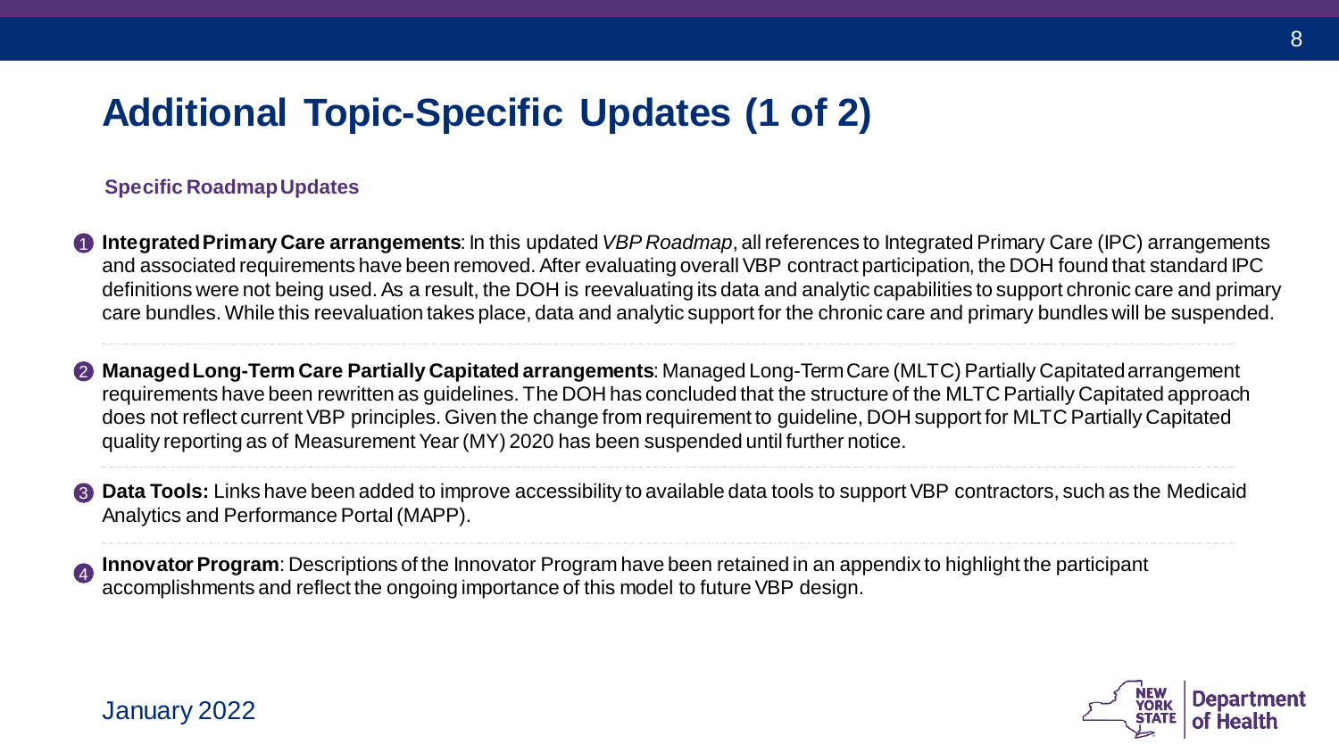# Additional Topic-Specific Updates (1 of 2)

### Specific Roadmap Updates

1. **Integrated Primary Care arrangements**: In this updated *VBP Roadmap*, all references to Integrated Primary Care (IPC) arrangements and associated requirements have been removed. After evaluating overall VBP contract participation, the DOH found that standard IPC definitions were not being used. As a result, the DOH is reevaluating its data and analytic capabilities to support chronic care and primary care bundles. While this reevaluation takes place, data and analytic support for the chronic care and primary bundles will be suspended.

2. **Managed Long-Term Care Partially Capitated arrangements**: Managed Long-Term Care (MLTC) Partially Capitated arrangement requirements have been rewritten as guidelines. The DOH has concluded that the structure of the MLTC Partially Capitated approach does not reflect current VBP principles. Given the change from requirement to guideline, DOH support for MLTC Partially Capitated quality reporting as of Measurement Year (MY) 2020 has been suspended until further notice.

3. **Data Tools:** Links have been added to improve accessibility to available data tools to support VBP contractors, such as the Medicaid Analytics and Performance Portal (MAPP).

4. **Innovator Program**: Descriptions of the Innovator Program have been retained in an appendix to highlight the participant accomplishments and reflect the ongoing importance of this model to future VBP design.

January 2022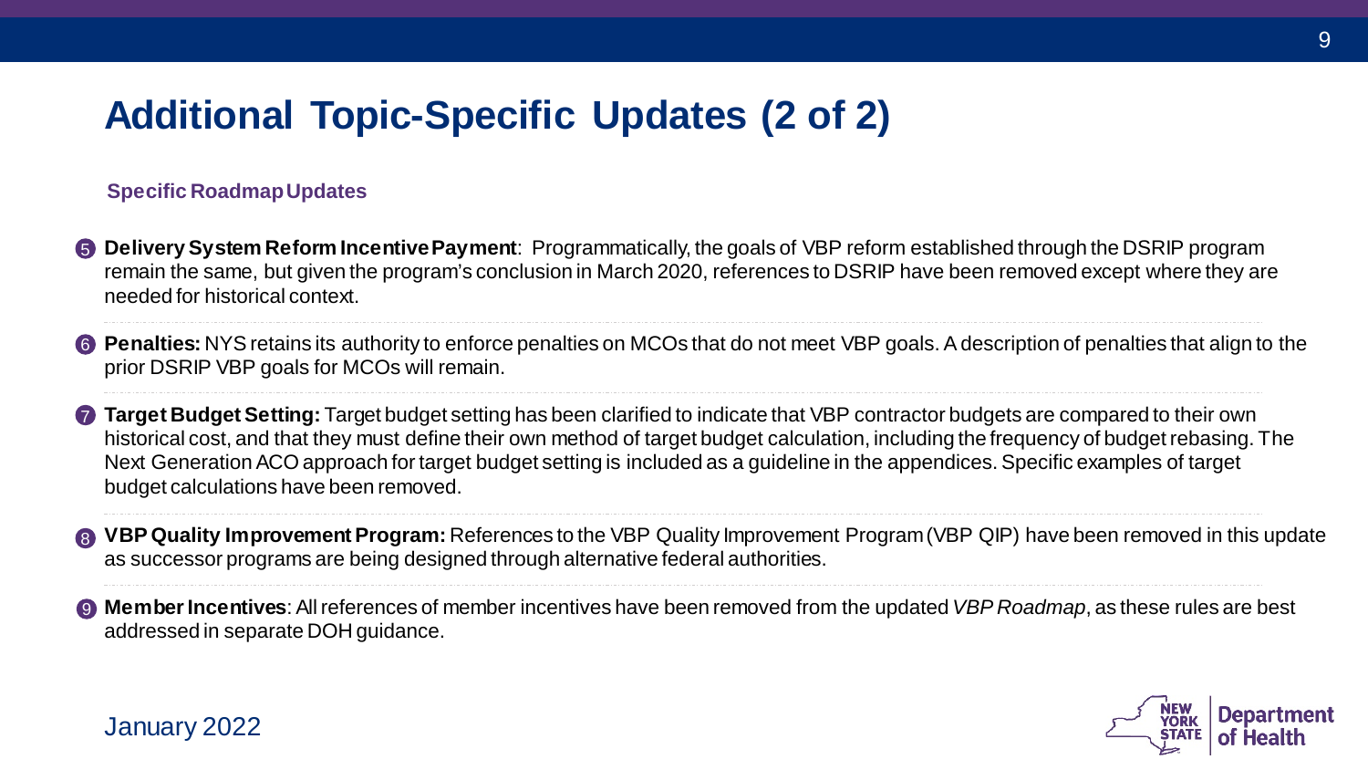# Additional Topic-Specific Updates (2 of 2)

**Specific Roadmap Updates**

5. **Delivery System Reform Incentive Payment**: Programmatically, the goals of VBP reform established through the DSRIP program remain the same, but given the program's conclusion in March 2020, references to DSRIP have been removed except where they are needed for historical context.

6. **Penalties:** NYS retains its authority to enforce penalties on MCOs that do not meet VBP goals. A description of penalties that align to the prior DSRIP VBP goals for MCOs will remain.

7. **Target Budget Setting:** Target budget setting has been clarified to indicate that VBP contractor budgets are compared to their own historical cost, and that they must define their own method of target budget calculation, including the frequency of budget rebasing. The Next Generation ACO approach for target budget setting is included as a guideline in the appendices. Specific examples of target budget calculations have been removed.

8. **VBP Quality Improvement Program:** References to the VBP Quality Improvement Program (VBP QIP) have been removed in this update as successor programs are being designed through alternative federal authorities.

9. **Member Incentives**: All references of member incentives have been removed from the updated *VBP Roadmap*, as these rules are best addressed in separate DOH guidance.

January 2022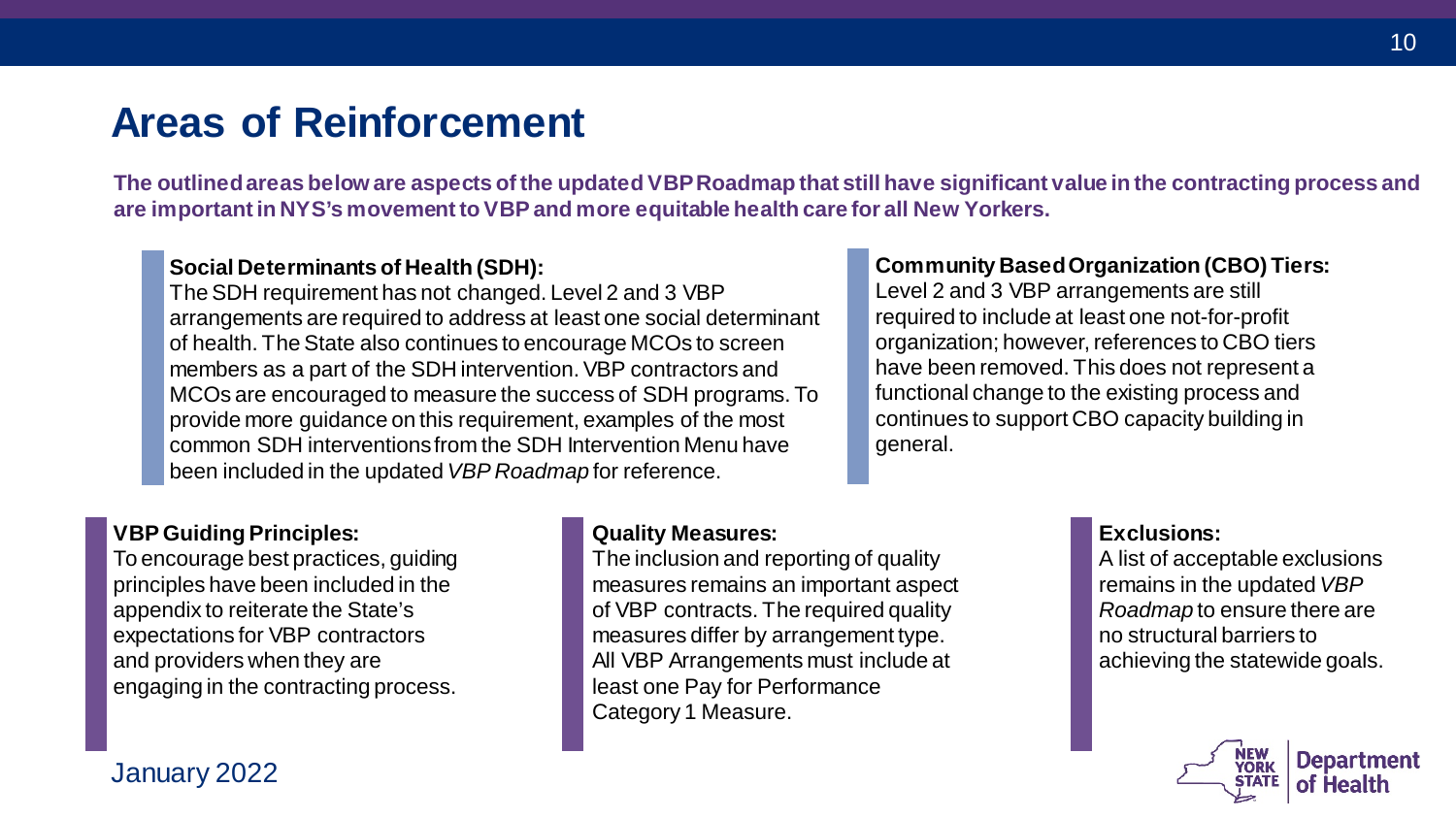# Areas of Reinforcement

**The outlined areas below are aspects of the updated VBP Roadmap that still have significant value in the contracting process and are important in NYS's movement to VBP and more equitable health care for all New Yorkers.**

**Social Determinants of Health (SDH):**
The SDH requirement has not changed. Level 2 and 3 VBP arrangements are required to address at least one social determinant of health. The State also continues to encourage MCOs to screen members as a part of the SDH intervention. VBP contractors and MCOs are encouraged to measure the success of SDH programs. To provide more guidance on this requirement, examples of the most common SDH interventions from the SDH Intervention Menu have been included in the updated *VBP Roadmap* for reference.

**Community Based Organization (CBO) Tiers:**
Level 2 and 3 VBP arrangements are still required to include at least one not-for-profit organization; however, references to CBO tiers have been removed. This does not represent a functional change to the existing process and continues to support CBO capacity building in general.

**VBP Guiding Principles:**
To encourage best practices, guiding principles have been included in the appendix to reiterate the State's expectations for VBP contractors and providers when they are engaging in the contracting process.

**Quality Measures:**
The inclusion and reporting of quality measures remains an important aspect of VBP contracts. The required quality measures differ by arrangement type. All VBP Arrangements must include at least one Pay for Performance Category 1 Measure.

**Exclusions:**
A list of acceptable exclusions remains in the updated *VBP Roadmap* to ensure there are no structural barriers to achieving the statewide goals.

January 2022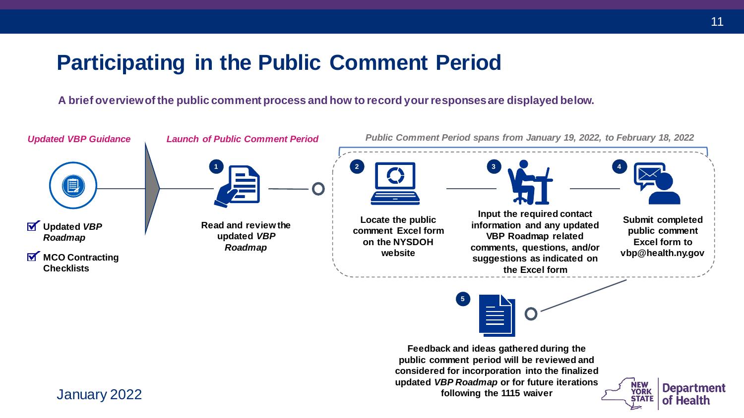# Participating in the Public Comment Period

**A brief overview of the public comment process and how to record your responses are displayed below.**

*Updated VBP Guidance*

- **Updated *VBP Roadmap***
- **MCO Contracting Checklists**

*Launch of Public Comment Period*

1. **Read and review the updated *VBP Roadmap***

*Public Comment Period spans from January 19, 2022, to February 18, 2022*

2. **Locate the public comment Excel form on the NYSDOH website**
3. **Input the required contact information and any updated VBP Roadmap related comments, questions, and/or suggestions as indicated on the Excel form**
4. **Submit completed public comment Excel form to vbp@health.ny.gov**
5. **Feedback and ideas gathered during the public comment period will be reviewed and considered for incorporation into the finalized updated *VBP Roadmap* or for future iterations following the 1115 waiver**

January 2022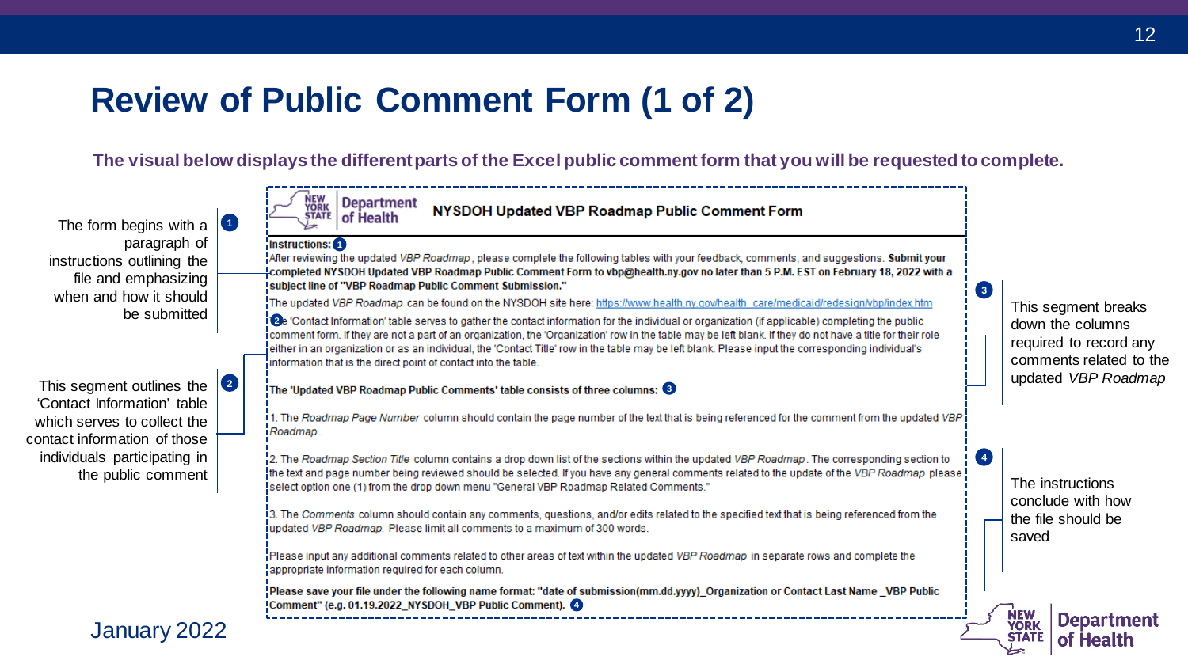# Review of Public Comment Form (1 of 2)

**The visual below displays the different parts of the Excel public comment form that you will be requested to complete.**

**1** The form begins with a paragraph of instructions outlining the file and emphasizing when and how it should be submitted

**2** This segment outlines the 'Contact Information' table which serves to collect the contact information of those individuals participating in the public comment

**3** This segment breaks down the columns required to record any comments related to the updated *VBP Roadmap*

**4** The instructions conclude with how the file should be saved

---

NEW YORK STATE | Department of Health

**NYSDOH Updated VBP Roadmap Public Comment Form**

**Instructions:** (1)

After reviewing the updated *VBP Roadmap*, please complete the following tables with your feedback, comments, and suggestions. **Submit your completed NYSDOH Updated VBP Roadmap Public Comment Form to vbp@health.ny.gov no later than 5 P.M. EST on February 18, 2022 with a subject line of "VBP Roadmap Public Comment Submission."**

The updated *VBP Roadmap* can be found on the NYSDOH site here: https://www.health.ny.gov/health_care/medicaid/redesign/vbp/index.htm

(2) The 'Contact Information' table serves to gather the contact information for the individual or organization (if applicable) completing the public comment form. If they are not a part of an organization, the 'Organization' row in the table may be left blank. If they do not have a title for their role either in an organization or as an individual, the 'Contact Title' row in the table may be left blank. Please input the corresponding individual's information that is the direct point of contact into the table.

**The 'Updated VBP Roadmap Public Comments' table consists of three columns:** (3)

1. The *Roadmap Page Number* column should contain the page number of the text that is being referenced for the comment from the updated *VBP Roadmap*.

2. The *Roadmap Section Title* column contains a drop down list of the sections within the updated *VBP Roadmap*. The corresponding section to the text and page number being reviewed should be selected. If you have any general comments related to the update of the *VBP Roadmap* please select option one (1) from the drop down menu "General VBP Roadmap Related Comments."

3. The *Comments* column should contain any comments, questions, and/or edits related to the specified text that is being referenced from the updated *VBP Roadmap*. Please limit all comments to a maximum of 300 words.

Please input any additional comments related to other areas of text within the updated *VBP Roadmap* in separate rows and complete the appropriate information required for each column.

**Please save your file under the following name format: "date of submission(mm.dd.yyyy)_Organization or Contact Last Name _VBP Public Comment" (e.g. 01.19.2022_NYSDOH_VBP Public Comment).** (4)

January 2022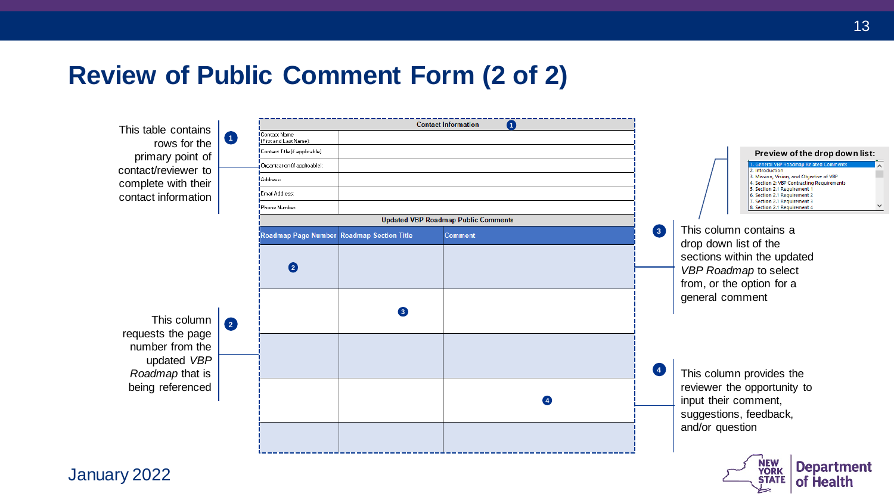# Review of Public Comment Form (2 of 2)

| Contact Information | |
|---|---|
| Contact Name (First and Last Name): | |
| Contact Title (if applicable): | |
| Organization (if applicable): | |
| Address: | |
| Email Address: | |
| Phone Number: | |

| Updated VBP Roadmap Public Comments | | |
|---|---|---|
| **Roadmap Page Number** | **Roadmap Section Title** | **Comment** |
| | | |
| | | |
| | | |
| | | |
| | | |

**Preview of the drop down list:**

1. General VBP Roadmap Related Comments
2. Introduction
3. Mission, Vision, and Objective of VBP
4. Section 2: VBP Contracting Requirements
5. Section 2.1 Requirement 1
6. Section 2.1 Requirement 2
7. Section 2.1 Requirement 3
8. Section 2.1 Requirement 4

1. This table contains rows for the primary point of contact/reviewer to complete with their contact information
2. This column requests the page number from the updated *VBP Roadmap* that is being referenced
3. This column contains a drop down list of the sections within the updated *VBP Roadmap* to select from, or the option for a general comment
4. This column provides the reviewer the opportunity to input their comment, suggestions, feedback, and/or question

January 2022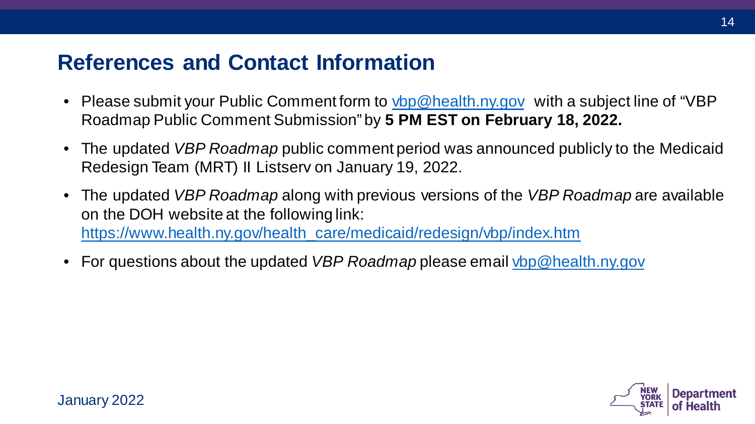## References and Contact Information

- Please submit your Public Comment form to vbp@health.ny.gov with a subject line of "VBP Roadmap Public Comment Submission" by **5 PM EST on February 18, 2022.**
- The updated *VBP Roadmap* public comment period was announced publicly to the Medicaid Redesign Team (MRT) II Listserv on January 19, 2022.
- The updated *VBP Roadmap* along with previous versions of the *VBP Roadmap* are available on the DOH website at the following link: https://www.health.ny.gov/health_care/medicaid/redesign/vbp/index.htm
- For questions about the updated *VBP Roadmap* please email vbp@health.ny.gov

January 2022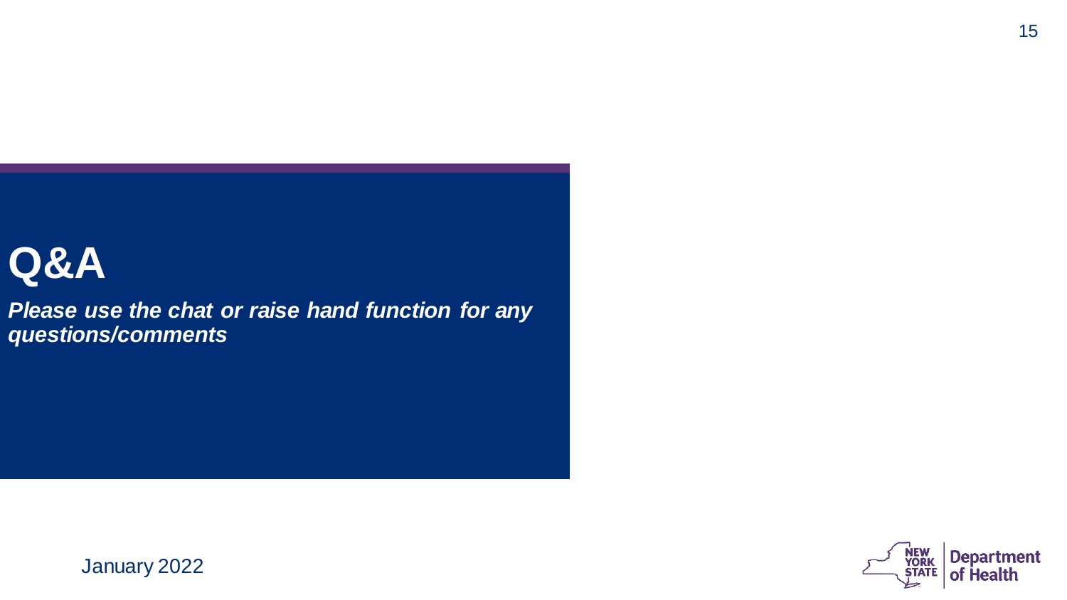# Q&A

***Please use the chat or raise hand function for any questions/comments***

January 2022